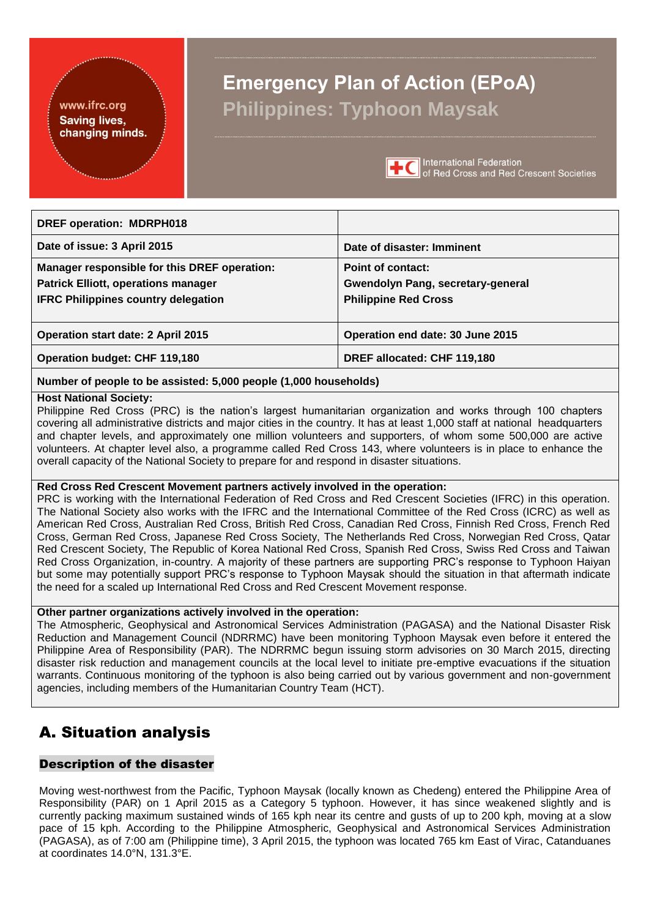# Emergency Plan of Action (EPoA)

## Philippines: Typhoon Maysak

www.ifrc.org
Saving lives, changing minds.

International Federation of Red Cross and Red Crescent Societies

| DREF operation: MDRPH018 | |
|---|---|
| Date of issue: 3 April 2015 | Date of disaster: Imminent |
| Manager responsible for this DREF operation:<br>Patrick Elliott, operations manager<br>IFRC Philippines country delegation | Point of contact:<br>Gwendolyn Pang, secretary-general<br>Philippine Red Cross |
| Operation start date: 2 April 2015 | Operation end date: 30 June 2015 |
| Operation budget: CHF 119,180 | DREF allocated: CHF 119,180 |

**Number of people to be assisted: 5,000 people (1,000 households)**

**Host National Society:**
Philippine Red Cross (PRC) is the nation's largest humanitarian organization and works through 100 chapters covering all administrative districts and major cities in the country. It has at least 1,000 staff at national headquarters and chapter levels, and approximately one million volunteers and supporters, of whom some 500,000 are active volunteers. At chapter level also, a programme called Red Cross 143, where volunteers is in place to enhance the overall capacity of the National Society to prepare for and respond in disaster situations.

**Red Cross Red Crescent Movement partners actively involved in the operation:**
PRC is working with the International Federation of Red Cross and Red Crescent Societies (IFRC) in this operation. The National Society also works with the IFRC and the International Committee of the Red Cross (ICRC) as well as American Red Cross, Australian Red Cross, British Red Cross, Canadian Red Cross, Finnish Red Cross, French Red Cross, German Red Cross, Japanese Red Cross Society, The Netherlands Red Cross, Norwegian Red Cross, Qatar Red Crescent Society, The Republic of Korea National Red Cross, Spanish Red Cross, Swiss Red Cross and Taiwan Red Cross Organization, in-country. A majority of these partners are supporting PRC's response to Typhoon Haiyan but some may potentially support PRC's response to Typhoon Maysak should the situation in that aftermath indicate the need for a scaled up International Red Cross and Red Crescent Movement response.

**Other partner organizations actively involved in the operation:**
The Atmospheric, Geophysical and Astronomical Services Administration (PAGASA) and the National Disaster Risk Reduction and Management Council (NDRRMC) have been monitoring Typhoon Maysak even before it entered the Philippine Area of Responsibility (PAR). The NDRRMC begun issuing storm advisories on 30 March 2015, directing disaster risk reduction and management councils at the local level to initiate pre-emptive evacuations if the situation warrants. Continuous monitoring of the typhoon is also being carried out by various government and non-government agencies, including members of the Humanitarian Country Team (HCT).

# A. Situation analysis

## Description of the disaster

Moving west-northwest from the Pacific, Typhoon Maysak (locally known as Chedeng) entered the Philippine Area of Responsibility (PAR) on 1 April 2015 as a Category 5 typhoon. However, it has since weakened slightly and is currently packing maximum sustained winds of 165 kph near its centre and gusts of up to 200 kph, moving at a slow pace of 15 kph. According to the Philippine Atmospheric, Geophysical and Astronomical Services Administration (PAGASA), as of 7:00 am (Philippine time), 3 April 2015, the typhoon was located 765 km East of Virac, Catanduanes at coordinates 14.0°N, 131.3°E.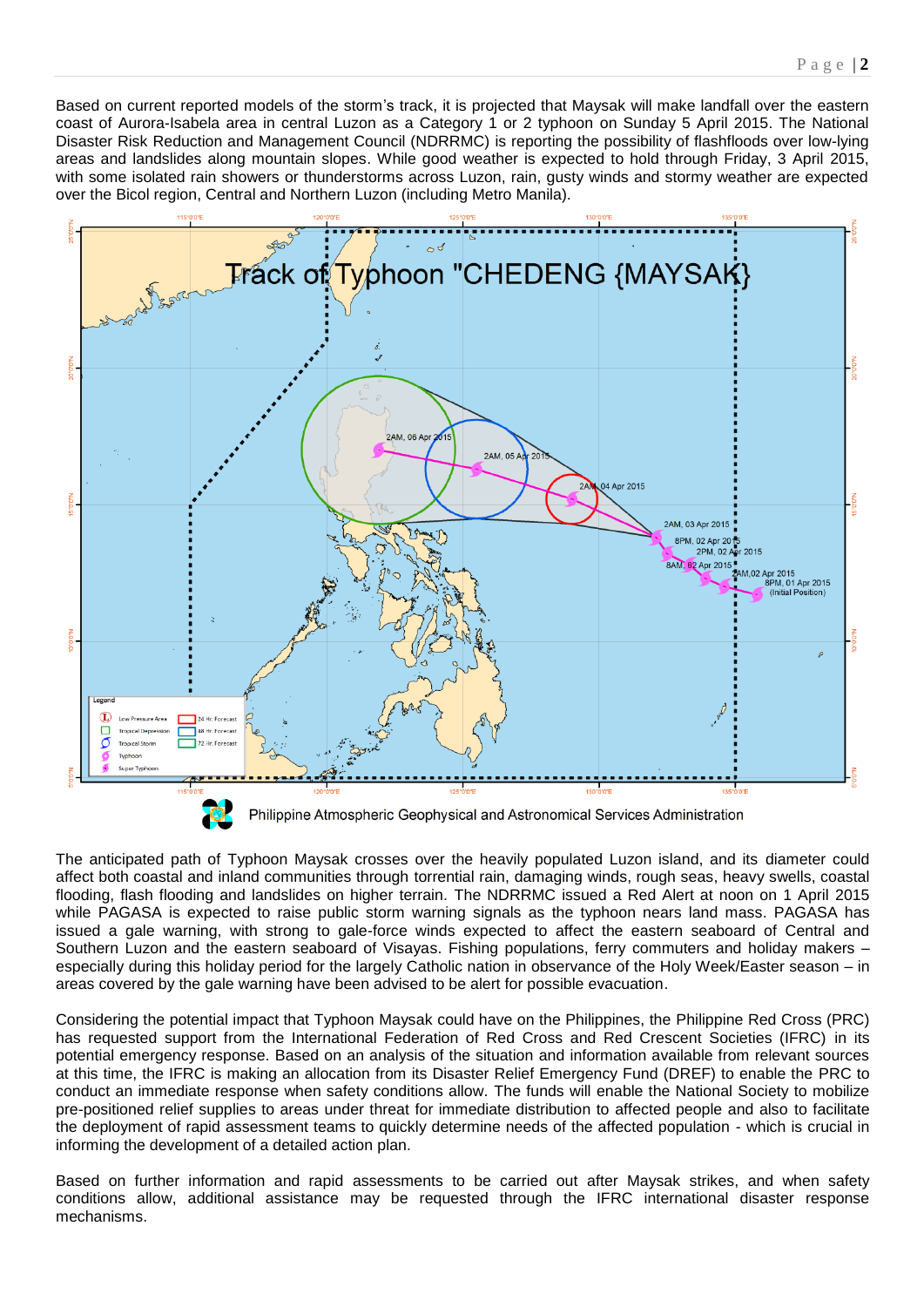Based on current reported models of the storm's track, it is projected that Maysak will make landfall over the eastern coast of Aurora-Isabela area in central Luzon as a Category 1 or 2 typhoon on Sunday 5 April 2015. The National Disaster Risk Reduction and Management Council (NDRRMC) is reporting the possibility of flashfloods over low-lying areas and landslides along mountain slopes. While good weather is expected to hold through Friday, 3 April 2015, with some isolated rain showers or thunderstorms across Luzon, rain, gusty winds and stormy weather are expected over the Bicol region, Central and Northern Luzon (including Metro Manila).

Philippine Atmospheric Geophysical and Astronomical Services Administration

The anticipated path of Typhoon Maysak crosses over the heavily populated Luzon island, and its diameter could affect both coastal and inland communities through torrential rain, damaging winds, rough seas, heavy swells, coastal flooding, flash flooding and landslides on higher terrain. The NDRRMC issued a Red Alert at noon on 1 April 2015 while PAGASA is expected to raise public storm warning signals as the typhoon nears land mass. PAGASA has issued a gale warning, with strong to gale-force winds expected to affect the eastern seaboard of Central and Southern Luzon and the eastern seaboard of Visayas. Fishing populations, ferry commuters and holiday makers – especially during this holiday period for the largely Catholic nation in observance of the Holy Week/Easter season – in areas covered by the gale warning have been advised to be alert for possible evacuation.

Considering the potential impact that Typhoon Maysak could have on the Philippines, the Philippine Red Cross (PRC) has requested support from the International Federation of Red Cross and Red Crescent Societies (IFRC) in its potential emergency response. Based on an analysis of the situation and information available from relevant sources at this time, the IFRC is making an allocation from its Disaster Relief Emergency Fund (DREF) to enable the PRC to conduct an immediate response when safety conditions allow. The funds will enable the National Society to mobilize pre-positioned relief supplies to areas under threat for immediate distribution to affected people and also to facilitate the deployment of rapid assessment teams to quickly determine needs of the affected population - which is crucial in informing the development of a detailed action plan.

Based on further information and rapid assessments to be carried out after Maysak strikes, and when safety conditions allow, additional assistance may be requested through the IFRC international disaster response mechanisms.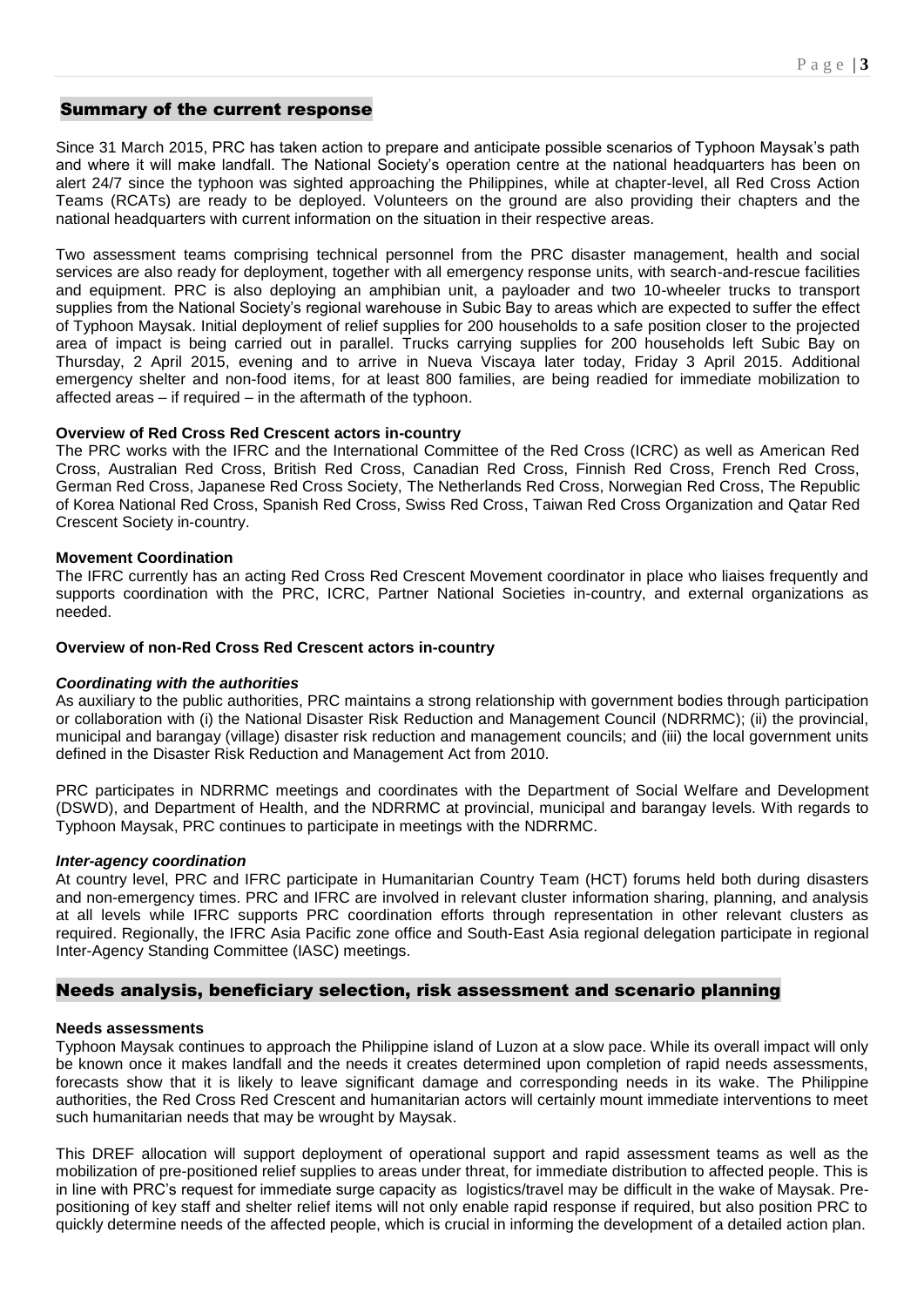## Summary of the current response

Since 31 March 2015, PRC has taken action to prepare and anticipate possible scenarios of Typhoon Maysak's path and where it will make landfall. The National Society's operation centre at the national headquarters has been on alert 24/7 since the typhoon was sighted approaching the Philippines, while at chapter-level, all Red Cross Action Teams (RCATs) are ready to be deployed. Volunteers on the ground are also providing their chapters and the national headquarters with current information on the situation in their respective areas.

Two assessment teams comprising technical personnel from the PRC disaster management, health and social services are also ready for deployment, together with all emergency response units, with search-and-rescue facilities and equipment. PRC is also deploying an amphibian unit, a payloader and two 10-wheeler trucks to transport supplies from the National Society's regional warehouse in Subic Bay to areas which are expected to suffer the effect of Typhoon Maysak. Initial deployment of relief supplies for 200 households to a safe position closer to the projected area of impact is being carried out in parallel. Trucks carrying supplies for 200 households left Subic Bay on Thursday, 2 April 2015, evening and to arrive in Nueva Viscaya later today, Friday 3 April 2015. Additional emergency shelter and non-food items, for at least 800 families, are being readied for immediate mobilization to affected areas – if required – in the aftermath of the typhoon.

**Overview of Red Cross Red Crescent actors in-country**

The PRC works with the IFRC and the International Committee of the Red Cross (ICRC) as well as American Red Cross, Australian Red Cross, British Red Cross, Canadian Red Cross, Finnish Red Cross, French Red Cross, German Red Cross, Japanese Red Cross Society, The Netherlands Red Cross, Norwegian Red Cross, The Republic of Korea National Red Cross, Spanish Red Cross, Swiss Red Cross, Taiwan Red Cross Organization and Qatar Red Crescent Society in-country.

**Movement Coordination**

The IFRC currently has an acting Red Cross Red Crescent Movement coordinator in place who liaises frequently and supports coordination with the PRC, ICRC, Partner National Societies in-country, and external organizations as needed.

**Overview of non-Red Cross Red Crescent actors in-country**

***Coordinating with the authorities***

As auxiliary to the public authorities, PRC maintains a strong relationship with government bodies through participation or collaboration with (i) the National Disaster Risk Reduction and Management Council (NDRRMC); (ii) the provincial, municipal and barangay (village) disaster risk reduction and management councils; and (iii) the local government units defined in the Disaster Risk Reduction and Management Act from 2010.

PRC participates in NDRRMC meetings and coordinates with the Department of Social Welfare and Development (DSWD), and Department of Health, and the NDRRMC at provincial, municipal and barangay levels. With regards to Typhoon Maysak, PRC continues to participate in meetings with the NDRRMC.

***Inter-agency coordination***

At country level, PRC and IFRC participate in Humanitarian Country Team (HCT) forums held both during disasters and non-emergency times. PRC and IFRC are involved in relevant cluster information sharing, planning, and analysis at all levels while IFRC supports PRC coordination efforts through representation in other relevant clusters as required. Regionally, the IFRC Asia Pacific zone office and South-East Asia regional delegation participate in regional Inter-Agency Standing Committee (IASC) meetings.

## Needs analysis, beneficiary selection, risk assessment and scenario planning

**Needs assessments**

Typhoon Maysak continues to approach the Philippine island of Luzon at a slow pace. While its overall impact will only be known once it makes landfall and the needs it creates determined upon completion of rapid needs assessments, forecasts show that it is likely to leave significant damage and corresponding needs in its wake. The Philippine authorities, the Red Cross Red Crescent and humanitarian actors will certainly mount immediate interventions to meet such humanitarian needs that may be wrought by Maysak.

This DREF allocation will support deployment of operational support and rapid assessment teams as well as the mobilization of pre-positioned relief supplies to areas under threat, for immediate distribution to affected people. This is in line with PRC's request for immediate surge capacity as logistics/travel may be difficult in the wake of Maysak. Pre-positioning of key staff and shelter relief items will not only enable rapid response if required, but also position PRC to quickly determine needs of the affected people, which is crucial in informing the development of a detailed action plan.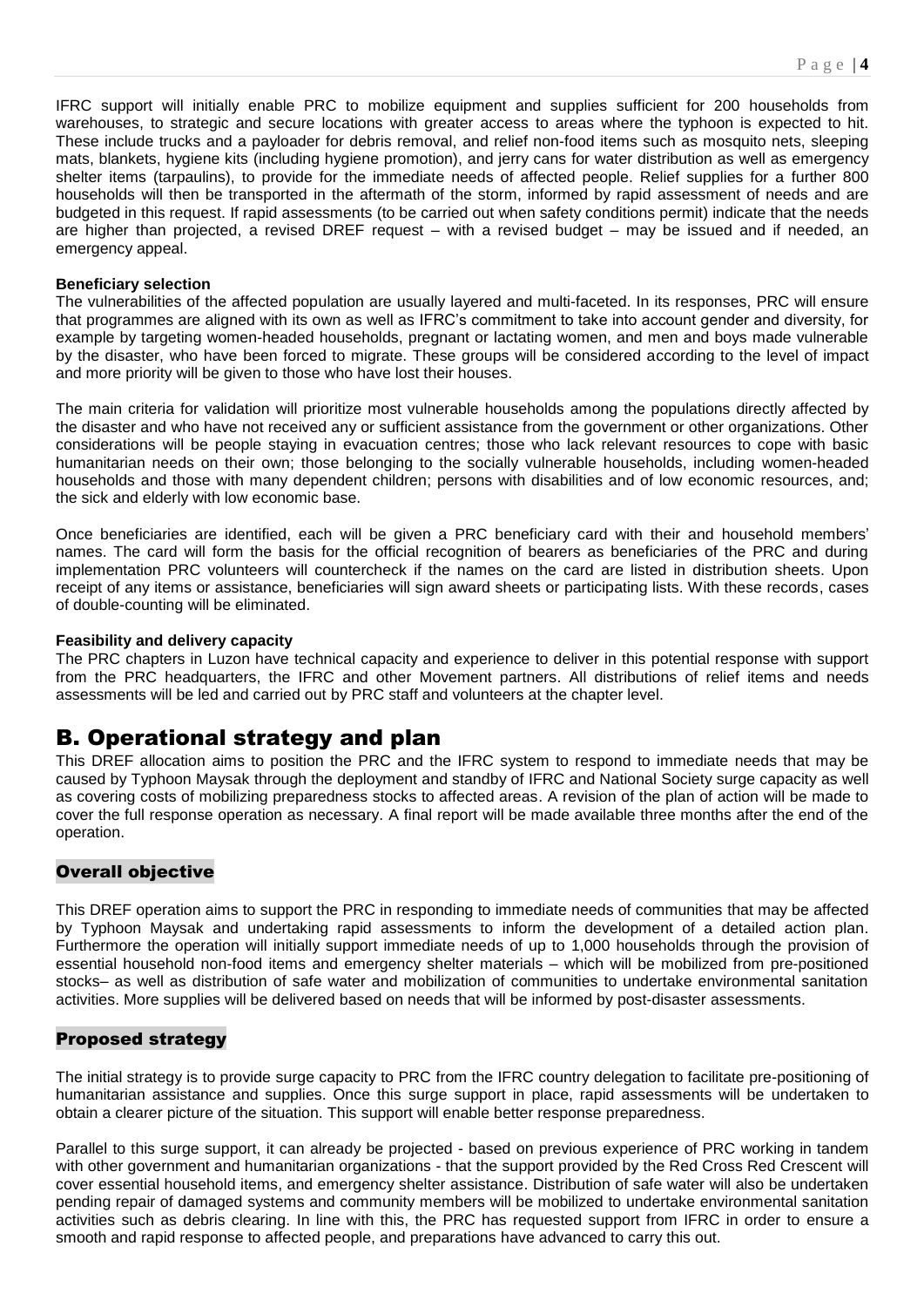IFRC support will initially enable PRC to mobilize equipment and supplies sufficient for 200 households from warehouses, to strategic and secure locations with greater access to areas where the typhoon is expected to hit. These include trucks and a payloader for debris removal, and relief non-food items such as mosquito nets, sleeping mats, blankets, hygiene kits (including hygiene promotion), and jerry cans for water distribution as well as emergency shelter items (tarpaulins), to provide for the immediate needs of affected people. Relief supplies for a further 800 households will then be transported in the aftermath of the storm, informed by rapid assessment of needs and are budgeted in this request. If rapid assessments (to be carried out when safety conditions permit) indicate that the needs are higher than projected, a revised DREF request – with a revised budget – may be issued and if needed, an emergency appeal.

**Beneficiary selection**

The vulnerabilities of the affected population are usually layered and multi-faceted. In its responses, PRC will ensure that programmes are aligned with its own as well as IFRC's commitment to take into account gender and diversity, for example by targeting women-headed households, pregnant or lactating women, and men and boys made vulnerable by the disaster, who have been forced to migrate. These groups will be considered according to the level of impact and more priority will be given to those who have lost their houses.

The main criteria for validation will prioritize most vulnerable households among the populations directly affected by the disaster and who have not received any or sufficient assistance from the government or other organizations. Other considerations will be people staying in evacuation centres; those who lack relevant resources to cope with basic humanitarian needs on their own; those belonging to the socially vulnerable households, including women-headed households and those with many dependent children; persons with disabilities and of low economic resources, and; the sick and elderly with low economic base.

Once beneficiaries are identified, each will be given a PRC beneficiary card with their and household members' names. The card will form the basis for the official recognition of bearers as beneficiaries of the PRC and during implementation PRC volunteers will countercheck if the names on the card are listed in distribution sheets. Upon receipt of any items or assistance, beneficiaries will sign award sheets or participating lists. With these records, cases of double-counting will be eliminated.

**Feasibility and delivery capacity**

The PRC chapters in Luzon have technical capacity and experience to deliver in this potential response with support from the PRC headquarters, the IFRC and other Movement partners. All distributions of relief items and needs assessments will be led and carried out by PRC staff and volunteers at the chapter level.

# B. Operational strategy and plan

This DREF allocation aims to position the PRC and the IFRC system to respond to immediate needs that may be caused by Typhoon Maysak through the deployment and standby of IFRC and National Society surge capacity as well as covering costs of mobilizing preparedness stocks to affected areas. A revision of the plan of action will be made to cover the full response operation as necessary. A final report will be made available three months after the end of the operation.

## Overall objective

This DREF operation aims to support the PRC in responding to immediate needs of communities that may be affected by Typhoon Maysak and undertaking rapid assessments to inform the development of a detailed action plan. Furthermore the operation will initially support immediate needs of up to 1,000 households through the provision of essential household non-food items and emergency shelter materials – which will be mobilized from pre-positioned stocks– as well as distribution of safe water and mobilization of communities to undertake environmental sanitation activities. More supplies will be delivered based on needs that will be informed by post-disaster assessments.

## Proposed strategy

The initial strategy is to provide surge capacity to PRC from the IFRC country delegation to facilitate pre-positioning of humanitarian assistance and supplies. Once this surge support in place, rapid assessments will be undertaken to obtain a clearer picture of the situation. This support will enable better response preparedness.

Parallel to this surge support, it can already be projected - based on previous experience of PRC working in tandem with other government and humanitarian organizations - that the support provided by the Red Cross Red Crescent will cover essential household items, and emergency shelter assistance. Distribution of safe water will also be undertaken pending repair of damaged systems and community members will be mobilized to undertake environmental sanitation activities such as debris clearing. In line with this, the PRC has requested support from IFRC in order to ensure a smooth and rapid response to affected people, and preparations have advanced to carry this out.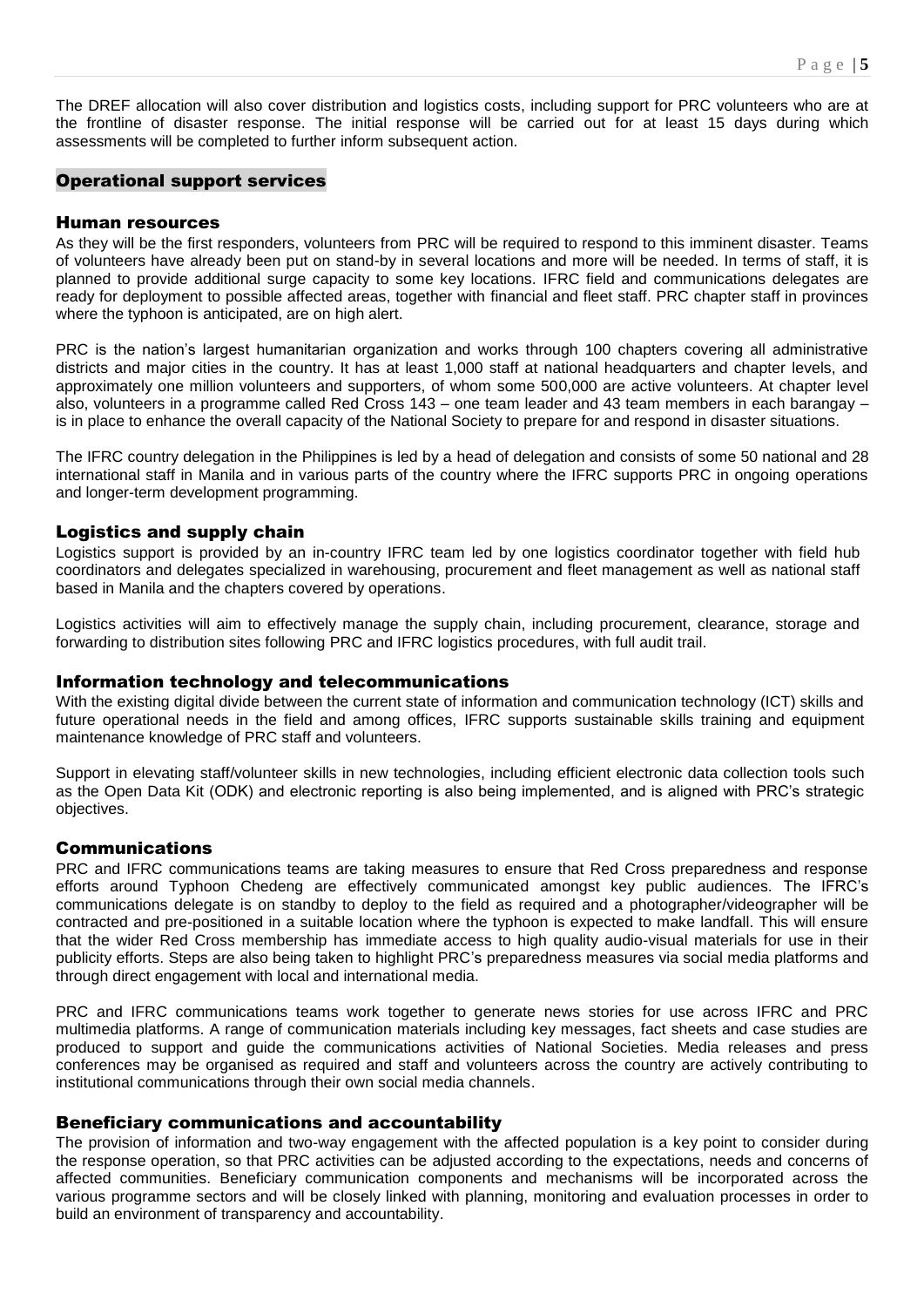The DREF allocation will also cover distribution and logistics costs, including support for PRC volunteers who are at the frontline of disaster response. The initial response will be carried out for at least 15 days during which assessments will be completed to further inform subsequent action.

## Operational support services

### Human resources

As they will be the first responders, volunteers from PRC will be required to respond to this imminent disaster. Teams of volunteers have already been put on stand-by in several locations and more will be needed. In terms of staff, it is planned to provide additional surge capacity to some key locations. IFRC field and communications delegates are ready for deployment to possible affected areas, together with financial and fleet staff. PRC chapter staff in provinces where the typhoon is anticipated, are on high alert.

PRC is the nation's largest humanitarian organization and works through 100 chapters covering all administrative districts and major cities in the country. It has at least 1,000 staff at national headquarters and chapter levels, and approximately one million volunteers and supporters, of whom some 500,000 are active volunteers. At chapter level also, volunteers in a programme called Red Cross 143 – one team leader and 43 team members in each barangay – is in place to enhance the overall capacity of the National Society to prepare for and respond in disaster situations.

The IFRC country delegation in the Philippines is led by a head of delegation and consists of some 50 national and 28 international staff in Manila and in various parts of the country where the IFRC supports PRC in ongoing operations and longer-term development programming.

### Logistics and supply chain

Logistics support is provided by an in-country IFRC team led by one logistics coordinator together with field hub coordinators and delegates specialized in warehousing, procurement and fleet management as well as national staff based in Manila and the chapters covered by operations.

Logistics activities will aim to effectively manage the supply chain, including procurement, clearance, storage and forwarding to distribution sites following PRC and IFRC logistics procedures, with full audit trail.

### Information technology and telecommunications

With the existing digital divide between the current state of information and communication technology (ICT) skills and future operational needs in the field and among offices, IFRC supports sustainable skills training and equipment maintenance knowledge of PRC staff and volunteers.

Support in elevating staff/volunteer skills in new technologies, including efficient electronic data collection tools such as the Open Data Kit (ODK) and electronic reporting is also being implemented, and is aligned with PRC's strategic objectives.

### Communications

PRC and IFRC communications teams are taking measures to ensure that Red Cross preparedness and response efforts around Typhoon Chedeng are effectively communicated amongst key public audiences. The IFRC's communications delegate is on standby to deploy to the field as required and a photographer/videographer will be contracted and pre-positioned in a suitable location where the typhoon is expected to make landfall. This will ensure that the wider Red Cross membership has immediate access to high quality audio-visual materials for use in their publicity efforts. Steps are also being taken to highlight PRC's preparedness measures via social media platforms and through direct engagement with local and international media.

PRC and IFRC communications teams work together to generate news stories for use across IFRC and PRC multimedia platforms. A range of communication materials including key messages, fact sheets and case studies are produced to support and guide the communications activities of National Societies. Media releases and press conferences may be organised as required and staff and volunteers across the country are actively contributing to institutional communications through their own social media channels.

### Beneficiary communications and accountability

The provision of information and two-way engagement with the affected population is a key point to consider during the response operation, so that PRC activities can be adjusted according to the expectations, needs and concerns of affected communities. Beneficiary communication components and mechanisms will be incorporated across the various programme sectors and will be closely linked with planning, monitoring and evaluation processes in order to build an environment of transparency and accountability.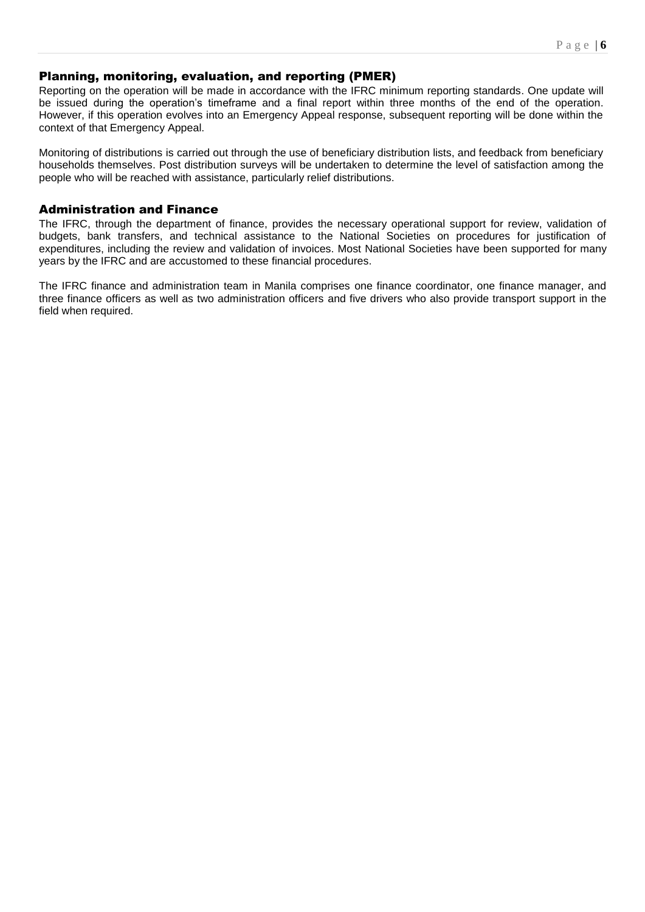## Planning, monitoring, evaluation, and reporting (PMER)

Reporting on the operation will be made in accordance with the IFRC minimum reporting standards. One update will be issued during the operation's timeframe and a final report within three months of the end of the operation. However, if this operation evolves into an Emergency Appeal response, subsequent reporting will be done within the context of that Emergency Appeal.

Monitoring of distributions is carried out through the use of beneficiary distribution lists, and feedback from beneficiary households themselves. Post distribution surveys will be undertaken to determine the level of satisfaction among the people who will be reached with assistance, particularly relief distributions.

## Administration and Finance

The IFRC, through the department of finance, provides the necessary operational support for review, validation of budgets, bank transfers, and technical assistance to the National Societies on procedures for justification of expenditures, including the review and validation of invoices. Most National Societies have been supported for many years by the IFRC and are accustomed to these financial procedures.

The IFRC finance and administration team in Manila comprises one finance coordinator, one finance manager, and three finance officers as well as two administration officers and five drivers who also provide transport support in the field when required.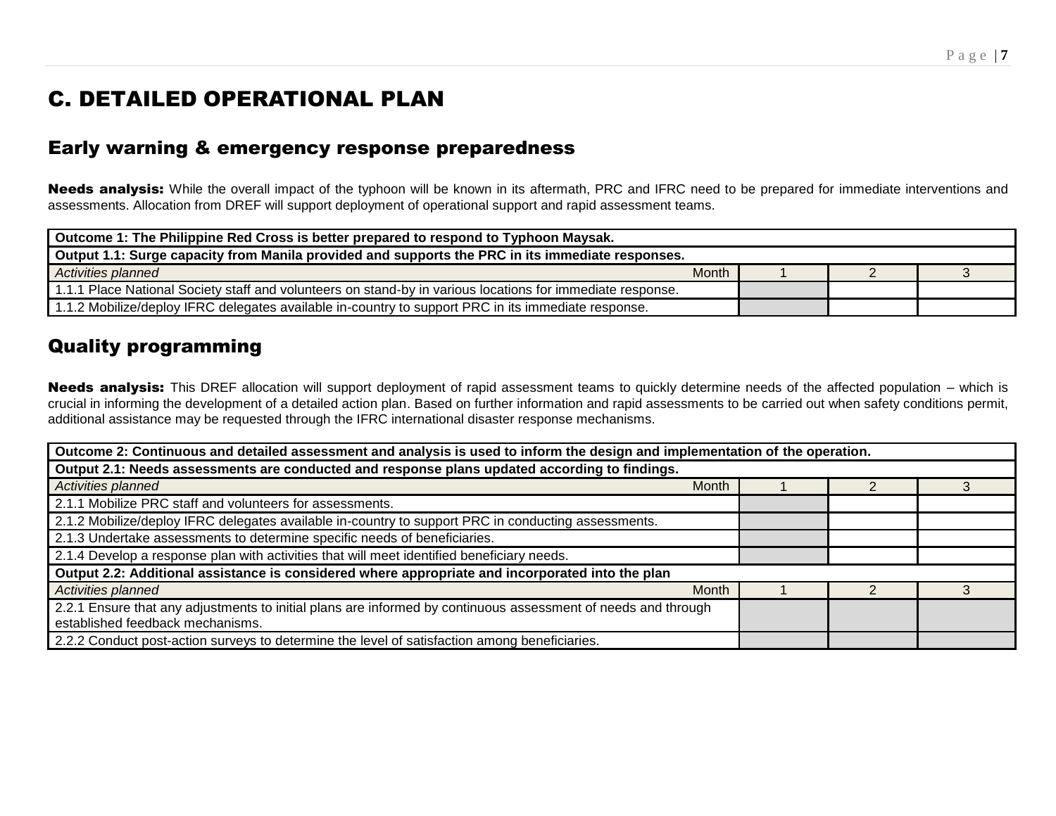# C. DETAILED OPERATIONAL PLAN

## Early warning & emergency response preparedness

**Needs analysis:** While the overall impact of the typhoon will be known in its aftermath, PRC and IFRC need to be prepared for immediate interventions and assessments. Allocation from DREF will support deployment of operational support and rapid assessment teams.

| **Outcome 1: The Philippine Red Cross is better prepared to respond to Typhoon Maysak.** | | | |
|---|---|---|---|
| **Output 1.1: Surge capacity from Manila provided and supports the PRC in its immediate responses.** | | | |
| *Activities planned* Month | 1 | 2 | 3 |
| 1.1.1 Place National Society staff and volunteers on stand-by in various locations for immediate response. | | | |
| 1.1.2 Mobilize/deploy IFRC delegates available in-country to support PRC in its immediate response. | | | |

## Quality programming

**Needs analysis:** This DREF allocation will support deployment of rapid assessment teams to quickly determine needs of the affected population – which is crucial in informing the development of a detailed action plan. Based on further information and rapid assessments to be carried out when safety conditions permit, additional assistance may be requested through the IFRC international disaster response mechanisms.

| **Outcome 2: Continuous and detailed assessment and analysis is used to inform the design and implementation of the operation.** | | | |
|---|---|---|---|
| **Output 2.1: Needs assessments are conducted and response plans updated according to findings.** | | | |
| *Activities planned* Month | 1 | 2 | 3 |
| 2.1.1 Mobilize PRC staff and volunteers for assessments. | | | |
| 2.1.2 Mobilize/deploy IFRC delegates available in-country to support PRC in conducting assessments. | | | |
| 2.1.3 Undertake assessments to determine specific needs of beneficiaries. | | | |
| 2.1.4 Develop a response plan with activities that will meet identified beneficiary needs. | | | |
| **Output 2.2: Additional assistance is considered where appropriate and incorporated into the plan** | | | |
| *Activities planned* Month | 1 | 2 | 3 |
| 2.2.1 Ensure that any adjustments to initial plans are informed by continuous assessment of needs and through established feedback mechanisms. | | | |
| 2.2.2 Conduct post-action surveys to determine the level of satisfaction among beneficiaries. | | | |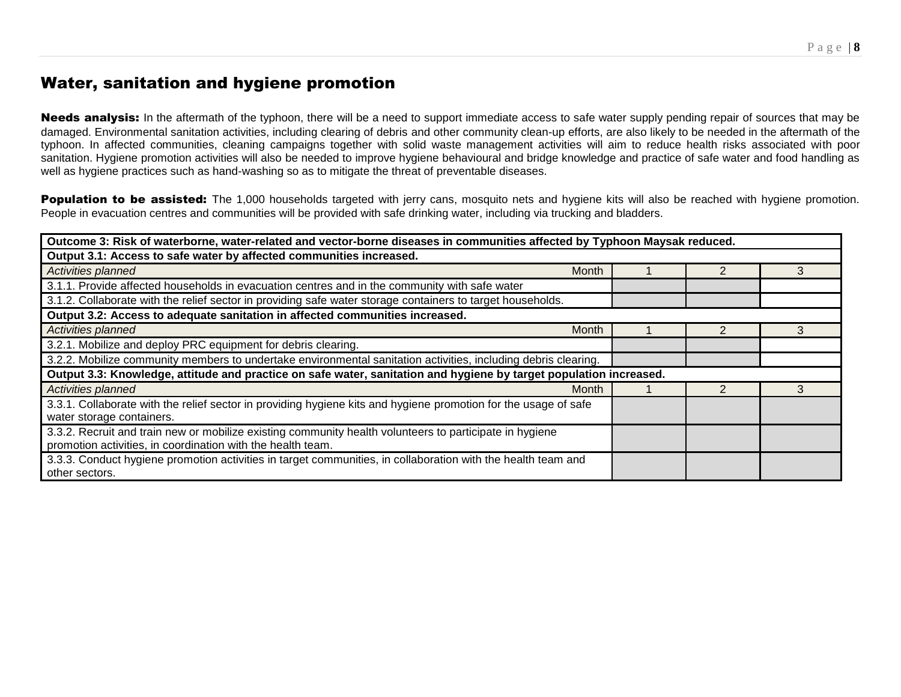## Water, sanitation and hygiene promotion

**Needs analysis:** In the aftermath of the typhoon, there will be a need to support immediate access to safe water supply pending repair of sources that may be damaged. Environmental sanitation activities, including clearing of debris and other community clean-up efforts, are also likely to be needed in the aftermath of the typhoon. In affected communities, cleaning campaigns together with solid waste management activities will aim to reduce health risks associated with poor sanitation. Hygiene promotion activities will also be needed to improve hygiene behavioural and bridge knowledge and practice of safe water and food handling as well as hygiene practices such as hand-washing so as to mitigate the threat of preventable diseases.

**Population to be assisted:** The 1,000 households targeted with jerry cans, mosquito nets and hygiene kits will also be reached with hygiene promotion. People in evacuation centres and communities will be provided with safe drinking water, including via trucking and bladders.

| **Outcome 3: Risk of waterborne, water-related and vector-borne diseases in communities affected by Typhoon Maysak reduced.** | | | |
|---|---|---|---|
| **Output 3.1: Access to safe water by affected communities increased.** | | | |
| *Activities planned* Month | 1 | 2 | 3 |
| 3.1.1. Provide affected households in evacuation centres and in the community with safe water | | | |
| 3.1.2. Collaborate with the relief sector in providing safe water storage containers to target households. | | | |
| **Output 3.2: Access to adequate sanitation in affected communities increased.** | | | |
| *Activities planned* Month | 1 | 2 | 3 |
| 3.2.1. Mobilize and deploy PRC equipment for debris clearing. | | | |
| 3.2.2. Mobilize community members to undertake environmental sanitation activities, including debris clearing. | | | |
| **Output 3.3: Knowledge, attitude and practice on safe water, sanitation and hygiene by target population increased.** | | | |
| *Activities planned* Month | 1 | 2 | 3 |
| 3.3.1. Collaborate with the relief sector in providing hygiene kits and hygiene promotion for the usage of safe water storage containers. | | | |
| 3.3.2. Recruit and train new or mobilize existing community health volunteers to participate in hygiene promotion activities, in coordination with the health team. | | | |
| 3.3.3. Conduct hygiene promotion activities in target communities, in collaboration with the health team and other sectors. | | | |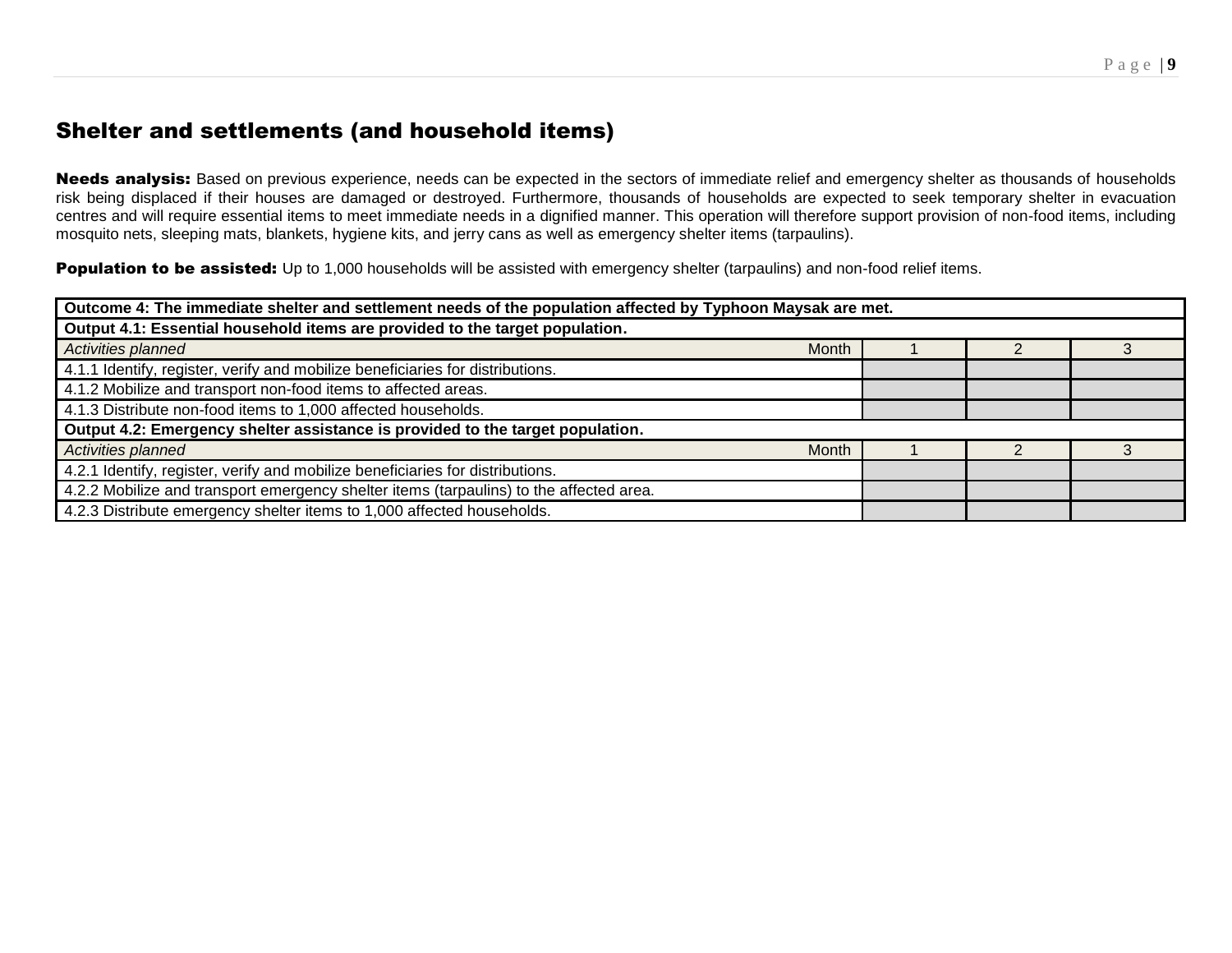## Shelter and settlements (and household items)

**Needs analysis:** Based on previous experience, needs can be expected in the sectors of immediate relief and emergency shelter as thousands of households risk being displaced if their houses are damaged or destroyed. Furthermore, thousands of households are expected to seek temporary shelter in evacuation centres and will require essential items to meet immediate needs in a dignified manner. This operation will therefore support provision of non-food items, including mosquito nets, sleeping mats, blankets, hygiene kits, and jerry cans as well as emergency shelter items (tarpaulins).

**Population to be assisted:** Up to 1,000 households will be assisted with emergency shelter (tarpaulins) and non-food relief items.

| **Outcome 4: The immediate shelter and settlement needs of the population affected by Typhoon Maysak are met.** | | | |
|---|---|---|---|
| **Output 4.1: Essential household items are provided to the target population.** | | | |
| *Activities planned* Month | 1 | 2 | 3 |
| 4.1.1 Identify, register, verify and mobilize beneficiaries for distributions. | | | |
| 4.1.2 Mobilize and transport non-food items to affected areas. | | | |
| 4.1.3 Distribute non-food items to 1,000 affected households. | | | |
| **Output 4.2: Emergency shelter assistance is provided to the target population.** | | | |
| *Activities planned* Month | 1 | 2 | 3 |
| 4.2.1 Identify, register, verify and mobilize beneficiaries for distributions. | | | |
| 4.2.2 Mobilize and transport emergency shelter items (tarpaulins) to the affected area. | | | |
| 4.2.3 Distribute emergency shelter items to 1,000 affected households. | | | |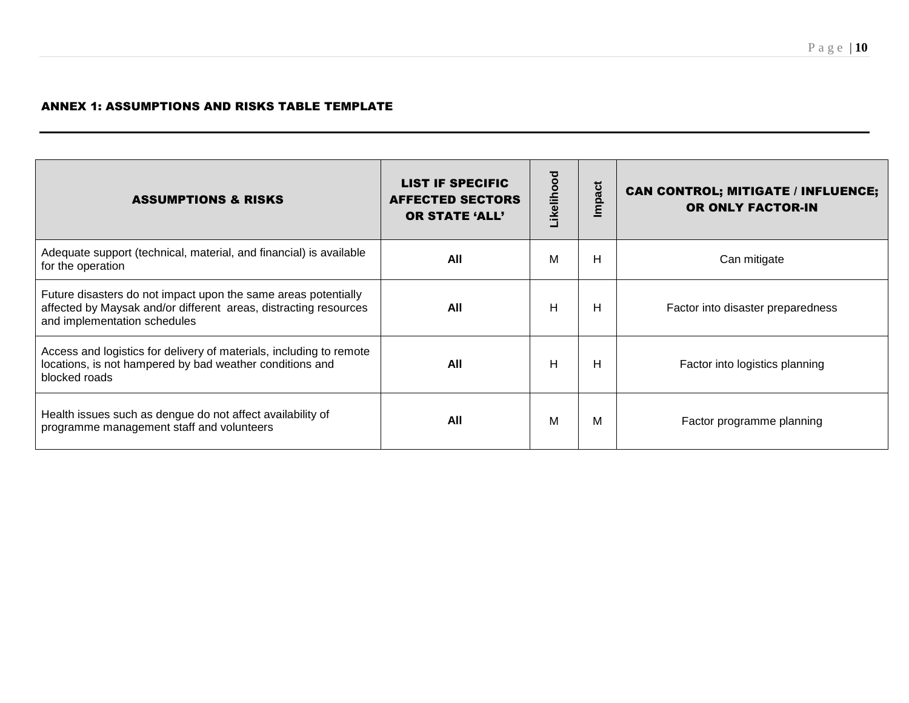## ANNEX 1: ASSUMPTIONS AND RISKS TABLE TEMPLATE

| ASSUMPTIONS & RISKS | LIST IF SPECIFIC AFFECTED SECTORS OR STATE 'ALL' | Likelihood | Impact | CAN CONTROL; MITIGATE / INFLUENCE; OR ONLY FACTOR-IN |
|---|---|---|---|---|
| Adequate support (technical, material, and financial) is available for the operation | **All** | M | H | Can mitigate |
| Future disasters do not impact upon the same areas potentially affected by Maysak and/or different areas, distracting resources and implementation schedules | **All** | H | H | Factor into disaster preparedness |
| Access and logistics for delivery of materials, including to remote locations, is not hampered by bad weather conditions and blocked roads | **All** | H | H | Factor into logistics planning |
| Health issues such as dengue do not affect availability of programme management staff and volunteers | **All** | M | M | Factor programme planning |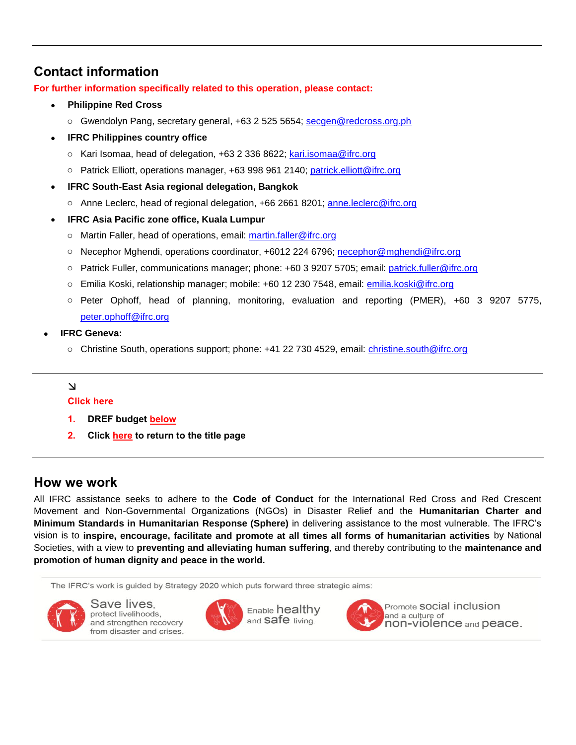## Contact information

**For further information specifically related to this operation, please contact:**

- **Philippine Red Cross**
  - Gwendolyn Pang, secretary general, +63 2 525 5654; secgen@redcross.org.ph
- **IFRC Philippines country office**
  - Kari Isomaa, head of delegation, +63 2 336 8622; kari.isomaa@ifrc.org
  - Patrick Elliott, operations manager, +63 998 961 2140; patrick.elliott@ifrc.org
- **IFRC South-East Asia regional delegation, Bangkok**
  - Anne Leclerc, head of regional delegation, +66 2661 8201; anne.leclerc@ifrc.org
- **IFRC Asia Pacific zone office, Kuala Lumpur**
  - Martin Faller, head of operations, email: martin.faller@ifrc.org
  - Necephor Mghendi, operations coordinator, +6012 224 6796; necephor@mghendi@ifrc.org
  - Patrick Fuller, communications manager; phone: +60 3 9207 5705; email: patrick.fuller@ifrc.org
  - Emilia Koski, relationship manager; mobile: +60 12 230 7548, email: emilia.koski@ifrc.org
  - Peter Ophoff, head of planning, monitoring, evaluation and reporting (PMER), +60 3 9207 5775, peter.ophoff@ifrc.org
- **IFRC Geneva:**
  - Christine South, operations support; phone: +41 22 730 4529, email: christine.south@ifrc.org

---

↘

**Click here**

1. **DREF budget below**
2. **Click here to return to the title page**

---

## How we work

All IFRC assistance seeks to adhere to the **Code of Conduct** for the International Red Cross and Red Crescent Movement and Non-Governmental Organizations (NGOs) in Disaster Relief and the **Humanitarian Charter and Minimum Standards in Humanitarian Response (Sphere)** in delivering assistance to the most vulnerable. The IFRC's vision is to **inspire, encourage, facilitate and promote at all times all forms of humanitarian activities** by National Societies, with a view to **preventing and alleviating human suffering**, and thereby contributing to the **maintenance and promotion of human dignity and peace in the world.**

The IFRC's work is guided by Strategy 2020 which puts forward three strategic aims:

- Save lives, protect livelihoods, and strengthen recovery from disaster and crises.
- Enable healthy and safe living.
- Promote social inclusion and a culture of non-violence and peace.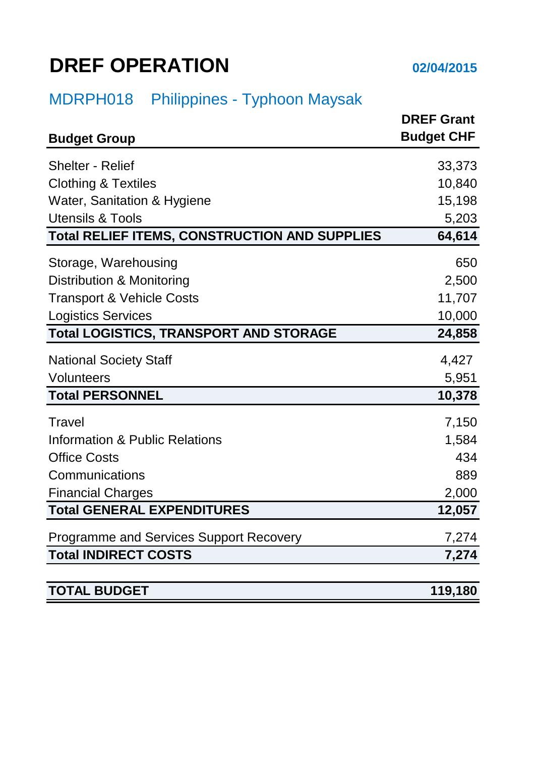# DREF OPERATION

02/04/2015

## MDRPH018 Philippines - Typhoon Maysak

| Budget Group | DREF Grant Budget CHF |
|---|---|
| Shelter - Relief | 33,373 |
| Clothing & Textiles | 10,840 |
| Water, Sanitation & Hygiene | 15,198 |
| Utensils & Tools | 5,203 |
| **Total RELIEF ITEMS, CONSTRUCTION AND SUPPLIES** | **64,614** |
| Storage, Warehousing | 650 |
| Distribution & Monitoring | 2,500 |
| Transport & Vehicle Costs | 11,707 |
| Logistics Services | 10,000 |
| **Total LOGISTICS, TRANSPORT AND STORAGE** | **24,858** |
| National Society Staff | 4,427 |
| Volunteers | 5,951 |
| **Total PERSONNEL** | **10,378** |
| Travel | 7,150 |
| Information & Public Relations | 1,584 |
| Office Costs | 434 |
| Communications | 889 |
| Financial Charges | 2,000 |
| **Total GENERAL EXPENDITURES** | **12,057** |
| Programme and Services Support Recovery | 7,274 |
| **Total INDIRECT COSTS** | **7,274** |
| **TOTAL BUDGET** | **119,180** |